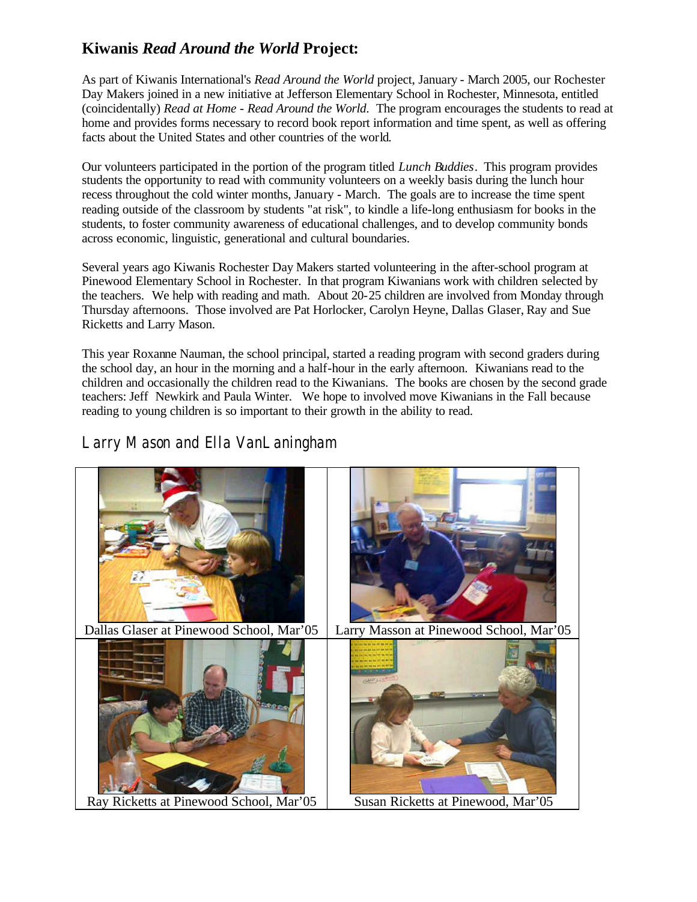## Kiwanis *Read Around the World* Project:

As part of Kiwanis International's *Read Around the World* project, January - March 2005, our Rochester Day Makers joined in a new initiative at Jefferson Elementary School in Rochester, Minnesota, entitled (coincidentally) *Read at Home - Read Around the World*. The program encourages the students to read at home and provides forms necessary to record book report information and time spent, as well as offering facts about the United States and other countries of the world.

Our volunteers participated in the portion of the program titled *Lunch Buddies*. This program provides students the opportunity to read with community volunteers on a weekly basis during the lunch hour recess throughout the cold winter months, January - March. The goals are to increase the time spent reading outside of the classroom by students "at risk", to kindle a life-long enthusiasm for books in the students, to foster community awareness of educational challenges, and to develop community bonds across economic, linguistic, generational and cultural boundaries.

Several years ago Kiwanis Rochester Day Makers started volunteering in the after-school program at Pinewood Elementary School in Rochester. In that program Kiwanians work with children selected by the teachers. We help with reading and math. About 20-25 children are involved from Monday through Thursday afternoons. Those involved are Pat Horlocker, Carolyn Heyne, Dallas Glaser, Ray and Sue Ricketts and Larry Mason.

This year Roxanne Nauman, the school principal, started a reading program with second graders during the school day, an hour in the morning and a half-hour in the early afternoon. Kiwanians read to the children and occasionally the children read to the Kiwanians. The books are chosen by the second grade teachers: Jeff Newkirk and Paula Winter. We hope to involved move Kiwanians in the Fall because reading to young children is so important to their growth in the ability to read.

### Larry Mason and Ella VanLaningham

| | |
|---|---|
| Dallas Glaser at Pinewood School, Mar'05 | Larry Masson at Pinewood School, Mar'05 |
| Ray Ricketts at Pinewood School, Mar'05 | Susan Ricketts at Pinewood, Mar'05 |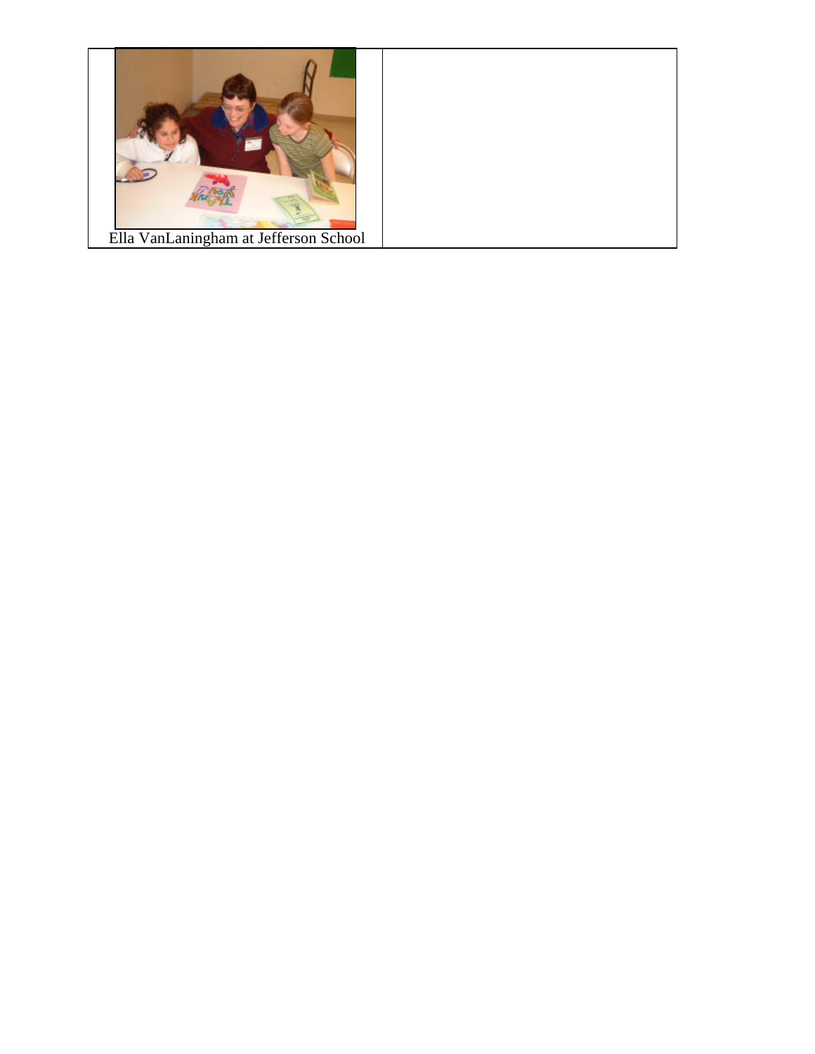Ella VanLaningham at Jefferson School